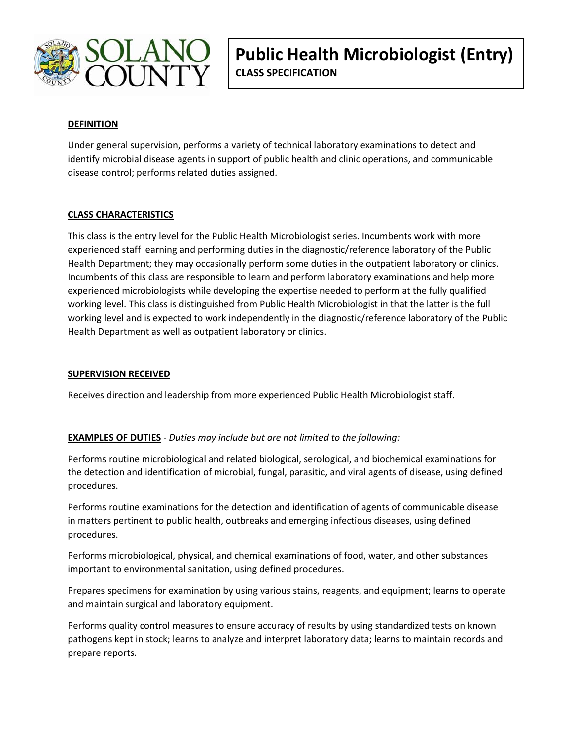# Public Health Microbiologist (Entry)

**CLASS SPECIFICATION**

## DEFINITION

Under general supervision, performs a variety of technical laboratory examinations to detect and identify microbial disease agents in support of public health and clinic operations, and communicable disease control; performs related duties assigned.

## CLASS CHARACTERISTICS

This class is the entry level for the Public Health Microbiologist series. Incumbents work with more experienced staff learning and performing duties in the diagnostic/reference laboratory of the Public Health Department; they may occasionally perform some duties in the outpatient laboratory or clinics. Incumbents of this class are responsible to learn and perform laboratory examinations and help more experienced microbiologists while developing the expertise needed to perform at the fully qualified working level. This class is distinguished from Public Health Microbiologist in that the latter is the full working level and is expected to work independently in the diagnostic/reference laboratory of the Public Health Department as well as outpatient laboratory or clinics.

## SUPERVISION RECEIVED

Receives direction and leadership from more experienced Public Health Microbiologist staff.

## EXAMPLES OF DUTIES - *Duties may include but are not limited to the following:*

Performs routine microbiological and related biological, serological, and biochemical examinations for the detection and identification of microbial, fungal, parasitic, and viral agents of disease, using defined procedures.

Performs routine examinations for the detection and identification of agents of communicable disease in matters pertinent to public health, outbreaks and emerging infectious diseases, using defined procedures.

Performs microbiological, physical, and chemical examinations of food, water, and other substances important to environmental sanitation, using defined procedures.

Prepares specimens for examination by using various stains, reagents, and equipment; learns to operate and maintain surgical and laboratory equipment.

Performs quality control measures to ensure accuracy of results by using standardized tests on known pathogens kept in stock; learns to analyze and interpret laboratory data; learns to maintain records and prepare reports.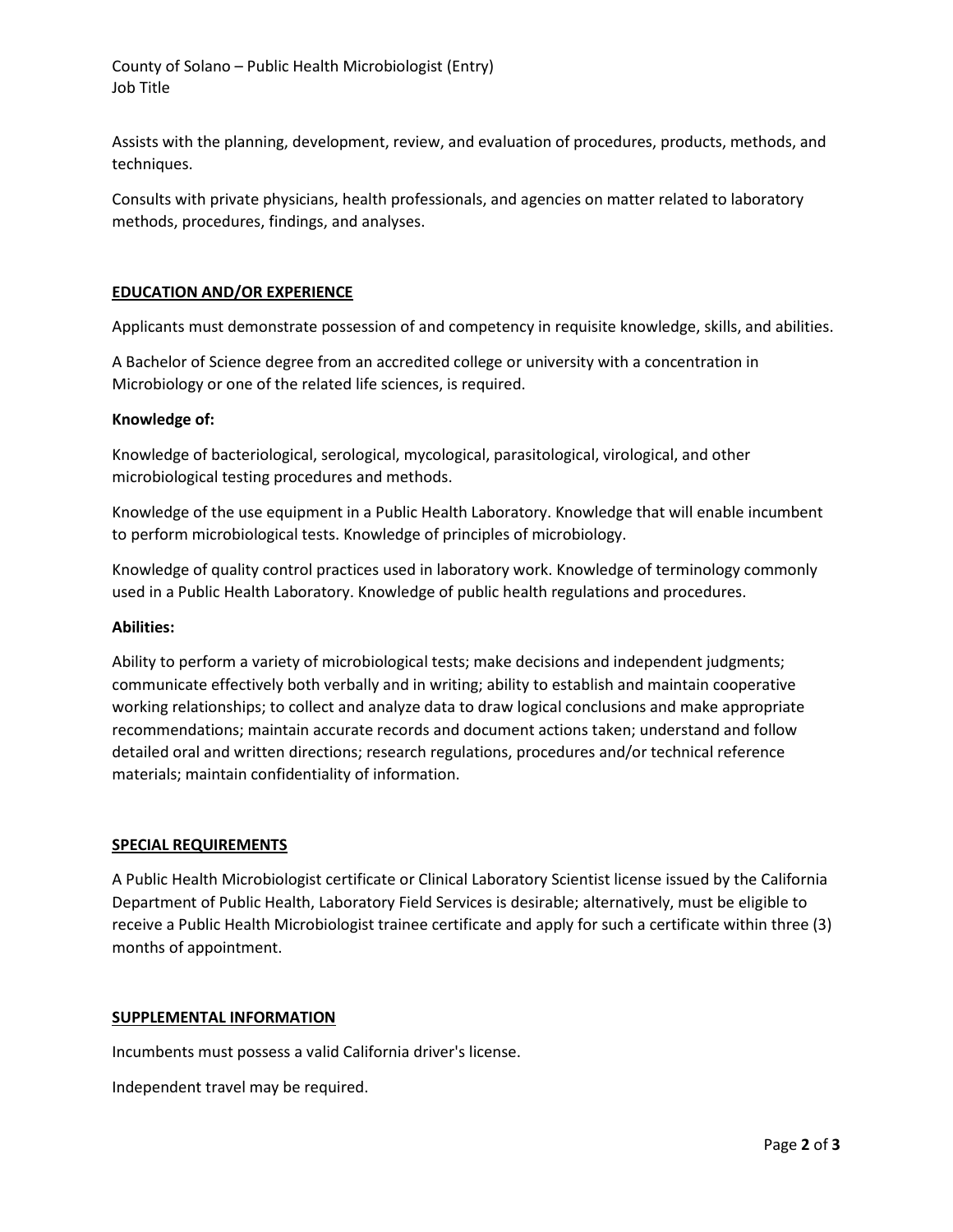Assists with the planning, development, review, and evaluation of procedures, products, methods, and techniques.

Consults with private physicians, health professionals, and agencies on matter related to laboratory methods, procedures, findings, and analyses.

## EDUCATION AND/OR EXPERIENCE

Applicants must demonstrate possession of and competency in requisite knowledge, skills, and abilities.

A Bachelor of Science degree from an accredited college or university with a concentration in Microbiology or one of the related life sciences, is required.

**Knowledge of:**

Knowledge of bacteriological, serological, mycological, parasitological, virological, and other microbiological testing procedures and methods.

Knowledge of the use equipment in a Public Health Laboratory. Knowledge that will enable incumbent to perform microbiological tests. Knowledge of principles of microbiology.

Knowledge of quality control practices used in laboratory work. Knowledge of terminology commonly used in a Public Health Laboratory. Knowledge of public health regulations and procedures.

**Abilities:**

Ability to perform a variety of microbiological tests; make decisions and independent judgments; communicate effectively both verbally and in writing; ability to establish and maintain cooperative working relationships; to collect and analyze data to draw logical conclusions and make appropriate recommendations; maintain accurate records and document actions taken; understand and follow detailed oral and written directions; research regulations, procedures and/or technical reference materials; maintain confidentiality of information.

## SPECIAL REQUIREMENTS

A Public Health Microbiologist certificate or Clinical Laboratory Scientist license issued by the California Department of Public Health, Laboratory Field Services is desirable; alternatively, must be eligible to receive a Public Health Microbiologist trainee certificate and apply for such a certificate within three (3) months of appointment.

## SUPPLEMENTAL INFORMATION

Incumbents must possess a valid California driver's license.

Independent travel may be required.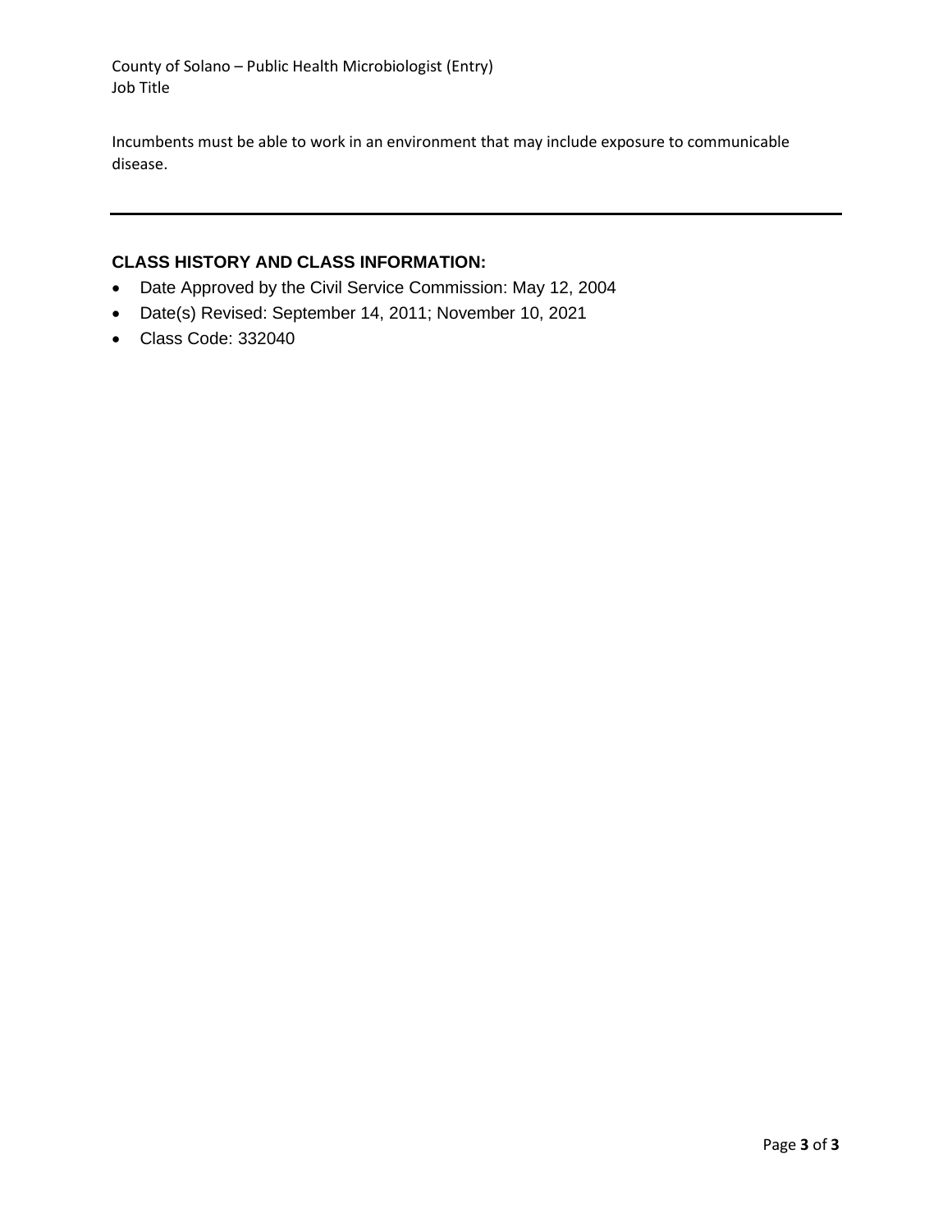Incumbents must be able to work in an environment that may include exposure to communicable disease.

---

## CLASS HISTORY AND CLASS INFORMATION:

- Date Approved by the Civil Service Commission: May 12, 2004
- Date(s) Revised: September 14, 2011; November 10, 2021
- Class Code: 332040